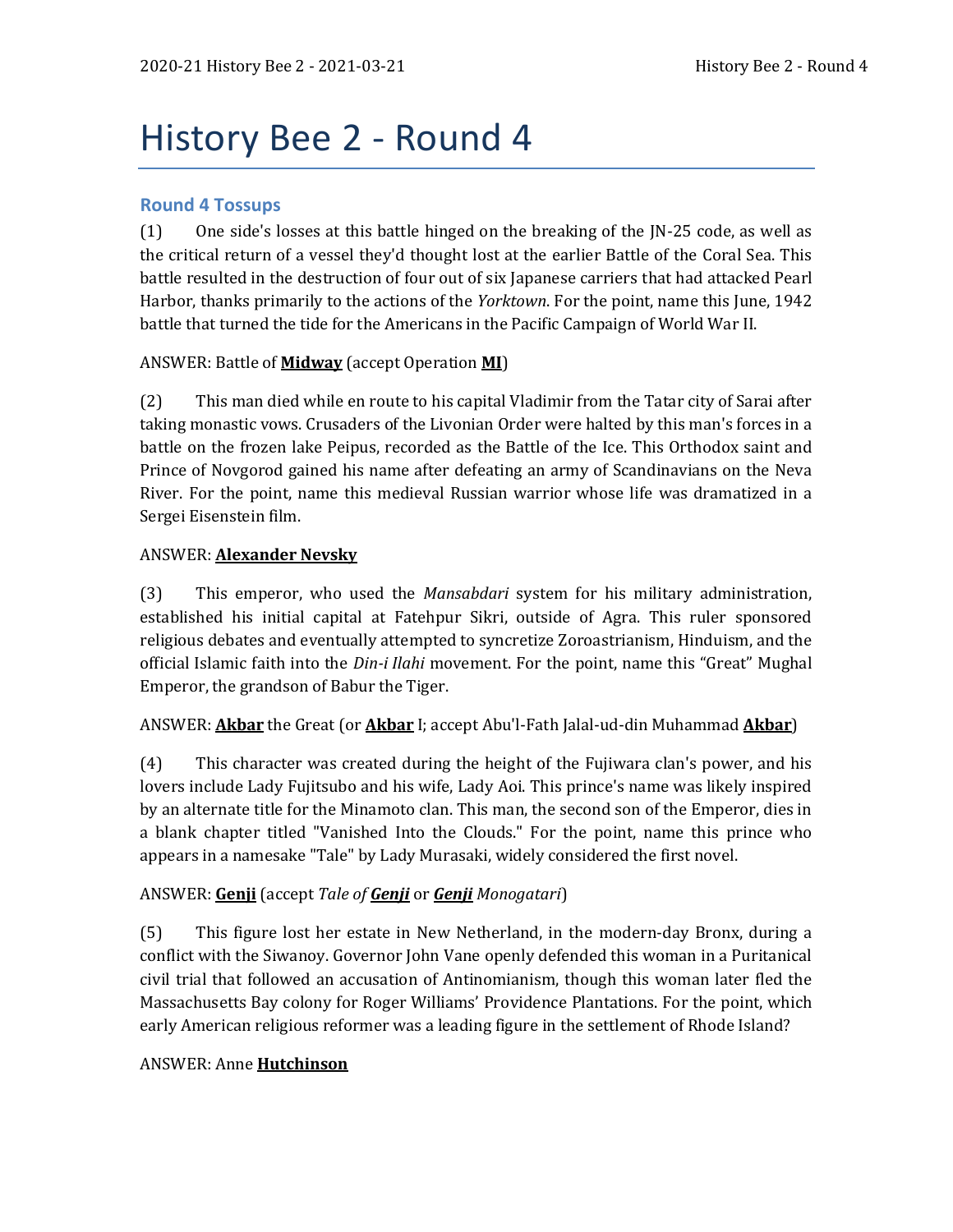# History Bee 2 - Round 4

### Round 4 Tossups

(1) One side's losses at this battle hinged on the breaking of the JN-25 code, as well as the critical return of a vessel they'd thought lost at the earlier Battle of the Coral Sea. This battle resulted in the destruction of four out of six Japanese carriers that had attacked Pearl Harbor, thanks primarily to the actions of the *Yorktown*. For the point, name this June, 1942 battle that turned the tide for the Americans in the Pacific Campaign of World War II.

ANSWER: Battle of **Midway** (accept Operation **MI**)

(2) This man died while en route to his capital Vladimir from the Tatar city of Sarai after taking monastic vows. Crusaders of the Livonian Order were halted by this man's forces in a battle on the frozen lake Peipus, recorded as the Battle of the Ice. This Orthodox saint and Prince of Novgorod gained his name after defeating an army of Scandinavians on the Neva River. For the point, name this medieval Russian warrior whose life was dramatized in a Sergei Eisenstein film.

ANSWER: **Alexander Nevsky**

(3) This emperor, who used the *Mansabdari* system for his military administration, established his initial capital at Fatehpur Sikri, outside of Agra. This ruler sponsored religious debates and eventually attempted to syncretize Zoroastrianism, Hinduism, and the official Islamic faith into the *Din-i Ilahi* movement. For the point, name this "Great" Mughal Emperor, the grandson of Babur the Tiger.

ANSWER: **Akbar** the Great (or **Akbar** I; accept Abu'l-Fath Jalal-ud-din Muhammad **Akbar**)

(4) This character was created during the height of the Fujiwara clan's power, and his lovers include Lady Fujitsubo and his wife, Lady Aoi. This prince's name was likely inspired by an alternate title for the Minamoto clan. This man, the second son of the Emperor, dies in a blank chapter titled "Vanished Into the Clouds." For the point, name this prince who appears in a namesake "Tale" by Lady Murasaki, widely considered the first novel.

ANSWER: **Genji** (accept *Tale of **Genji*** or ***Genji** Monogatari*)

(5) This figure lost her estate in New Netherland, in the modern-day Bronx, during a conflict with the Siwanoy. Governor John Vane openly defended this woman in a Puritanical civil trial that followed an accusation of Antinomianism, though this woman later fled the Massachusetts Bay colony for Roger Williams' Providence Plantations. For the point, which early American religious reformer was a leading figure in the settlement of Rhode Island?

ANSWER: Anne **Hutchinson**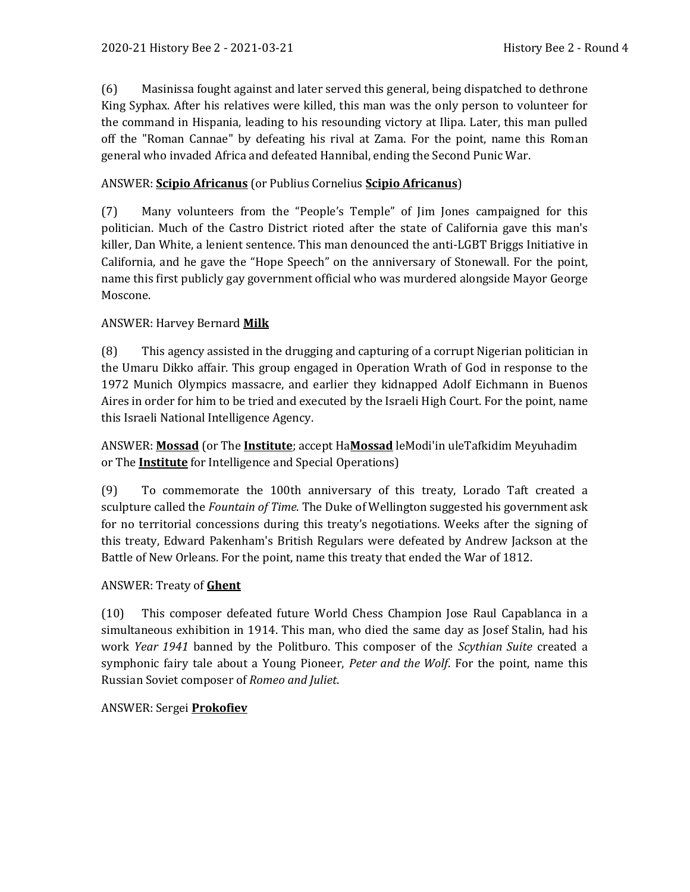(6) Masinissa fought against and later served this general, being dispatched to dethrone King Syphax. After his relatives were killed, this man was the only person to volunteer for the command in Hispania, leading to his resounding victory at Ilipa. Later, this man pulled off the "Roman Cannae" by defeating his rival at Zama. For the point, name this Roman general who invaded Africa and defeated Hannibal, ending the Second Punic War.

ANSWER: **Scipio Africanus** (or Publius Cornelius **Scipio Africanus**)

(7) Many volunteers from the "People's Temple" of Jim Jones campaigned for this politician. Much of the Castro District rioted after the state of California gave this man's killer, Dan White, a lenient sentence. This man denounced the anti-LGBT Briggs Initiative in California, and he gave the "Hope Speech" on the anniversary of Stonewall. For the point, name this first publicly gay government official who was murdered alongside Mayor George Moscone.

ANSWER: Harvey Bernard **Milk**

(8) This agency assisted in the drugging and capturing of a corrupt Nigerian politician in the Umaru Dikko affair. This group engaged in Operation Wrath of God in response to the 1972 Munich Olympics massacre, and earlier they kidnapped Adolf Eichmann in Buenos Aires in order for him to be tried and executed by the Israeli High Court. For the point, name this Israeli National Intelligence Agency.

ANSWER: **Mossad** (or The **Institute**; accept Ha**Mossad** leModi'in uleTafkidim Meyuhadim or The **Institute** for Intelligence and Special Operations)

(9) To commemorate the 100th anniversary of this treaty, Lorado Taft created a sculpture called the *Fountain of Time*. The Duke of Wellington suggested his government ask for no territorial concessions during this treaty's negotiations. Weeks after the signing of this treaty, Edward Pakenham's British Regulars were defeated by Andrew Jackson at the Battle of New Orleans. For the point, name this treaty that ended the War of 1812.

ANSWER: Treaty of **Ghent**

(10) This composer defeated future World Chess Champion Jose Raul Capablanca in a simultaneous exhibition in 1914. This man, who died the same day as Josef Stalin, had his work *Year 1941* banned by the Politburo. This composer of the *Scythian Suite* created a symphonic fairy tale about a Young Pioneer, *Peter and the Wolf*. For the point, name this Russian Soviet composer of *Romeo and Juliet*.

ANSWER: Sergei **Prokofiev**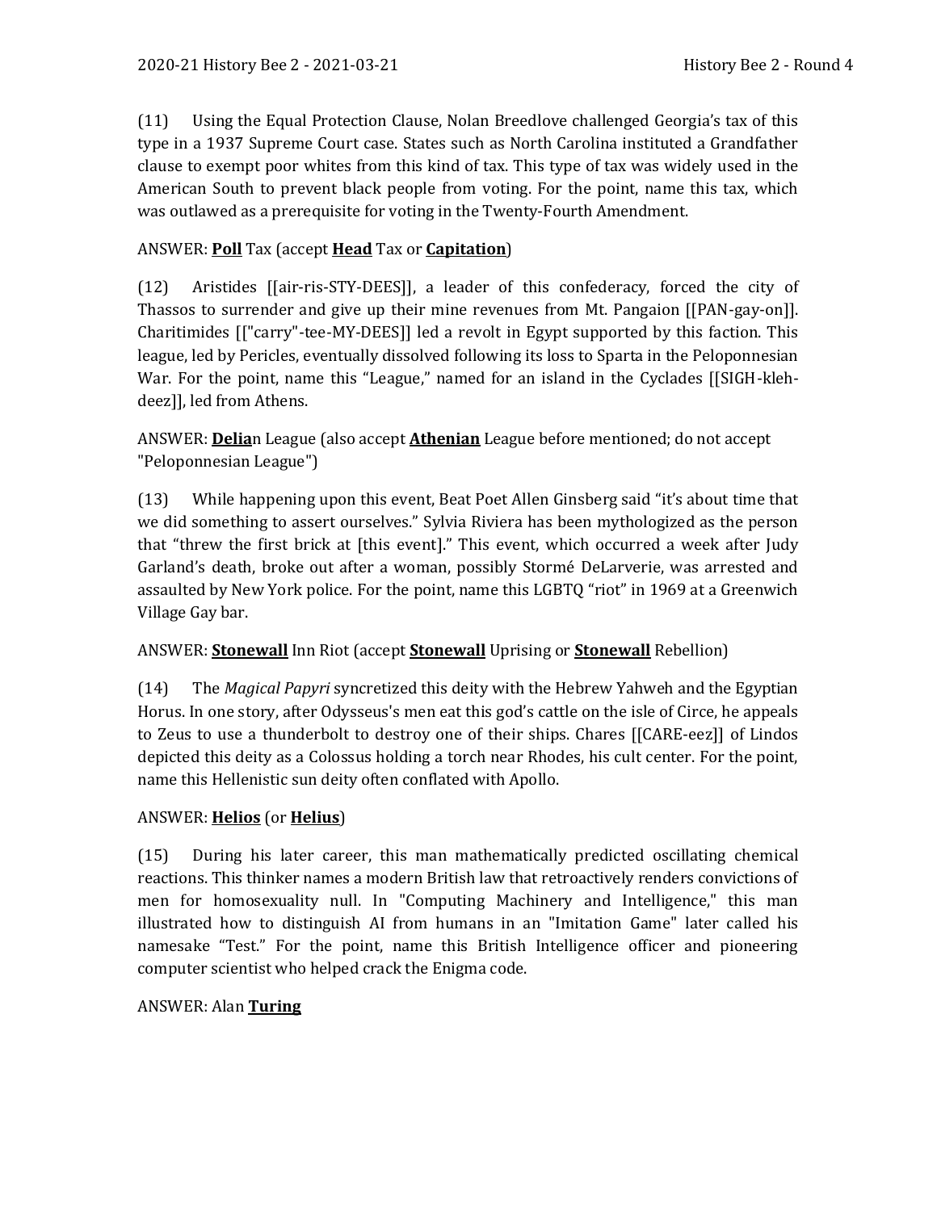(11) Using the Equal Protection Clause, Nolan Breedlove challenged Georgia's tax of this type in a 1937 Supreme Court case. States such as North Carolina instituted a Grandfather clause to exempt poor whites from this kind of tax. This type of tax was widely used in the American South to prevent black people from voting. For the point, name this tax, which was outlawed as a prerequisite for voting in the Twenty-Fourth Amendment.

ANSWER: **Poll** Tax (accept **Head** Tax or **Capitation**)

(12) Aristides [[air-ris-STY-DEES]], a leader of this confederacy, forced the city of Thassos to surrender and give up their mine revenues from Mt. Pangaion [[PAN-gay-on]]. Charitimides [["carry"-tee-MY-DEES]] led a revolt in Egypt supported by this faction. This league, led by Pericles, eventually dissolved following its loss to Sparta in the Peloponnesian War. For the point, name this "League," named for an island in the Cyclades [[SIGH-kleh-deez]], led from Athens.

ANSWER: **Delia**n League (also accept **Athenian** League before mentioned; do not accept "Peloponnesian League")

(13) While happening upon this event, Beat Poet Allen Ginsberg said "it's about time that we did something to assert ourselves." Sylvia Riviera has been mythologized as the person that "threw the first brick at [this event]." This event, which occurred a week after Judy Garland's death, broke out after a woman, possibly Stormé DeLarverie, was arrested and assaulted by New York police. For the point, name this LGBTQ "riot" in 1969 at a Greenwich Village Gay bar.

ANSWER: **Stonewall** Inn Riot (accept **Stonewall** Uprising or **Stonewall** Rebellion)

(14) The *Magical Papyri* syncretized this deity with the Hebrew Yahweh and the Egyptian Horus. In one story, after Odysseus's men eat this god's cattle on the isle of Circe, he appeals to Zeus to use a thunderbolt to destroy one of their ships. Chares [[CARE-eez]] of Lindos depicted this deity as a Colossus holding a torch near Rhodes, his cult center. For the point, name this Hellenistic sun deity often conflated with Apollo.

ANSWER: **Helios** (or **Helius**)

(15) During his later career, this man mathematically predicted oscillating chemical reactions. This thinker names a modern British law that retroactively renders convictions of men for homosexuality null. In "Computing Machinery and Intelligence," this man illustrated how to distinguish AI from humans in an "Imitation Game" later called his namesake "Test." For the point, name this British Intelligence officer and pioneering computer scientist who helped crack the Enigma code.

ANSWER: Alan **Turing**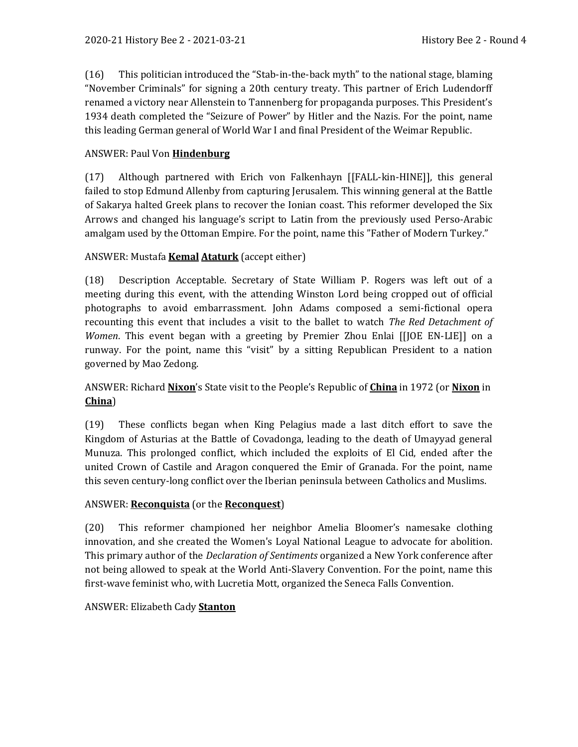(16) This politician introduced the "Stab-in-the-back myth" to the national stage, blaming "November Criminals" for signing a 20th century treaty. This partner of Erich Ludendorff renamed a victory near Allenstein to Tannenberg for propaganda purposes. This President's 1934 death completed the "Seizure of Power" by Hitler and the Nazis. For the point, name this leading German general of World War I and final President of the Weimar Republic.

ANSWER: Paul Von **Hindenburg**

(17) Although partnered with Erich von Falkenhayn [[FALL-kin-HINE]], this general failed to stop Edmund Allenby from capturing Jerusalem. This winning general at the Battle of Sakarya halted Greek plans to recover the Ionian coast. This reformer developed the Six Arrows and changed his language's script to Latin from the previously used Perso-Arabic amalgam used by the Ottoman Empire. For the point, name this "Father of Modern Turkey."

ANSWER: Mustafa **Kemal** **Ataturk** (accept either)

(18) Description Acceptable. Secretary of State William P. Rogers was left out of a meeting during this event, with the attending Winston Lord being cropped out of official photographs to avoid embarrassment. John Adams composed a semi-fictional opera recounting this event that includes a visit to the ballet to watch *The Red Detachment of Women*. This event began with a greeting by Premier Zhou Enlai [[JOE EN-LIE]] on a runway. For the point, name this "visit" by a sitting Republican President to a nation governed by Mao Zedong.

ANSWER: Richard **Nixon**'s State visit to the People's Republic of **China** in 1972 (or **Nixon** in **China**)

(19) These conflicts began when King Pelagius made a last ditch effort to save the Kingdom of Asturias at the Battle of Covadonga, leading to the death of Umayyad general Munuza. This prolonged conflict, which included the exploits of El Cid, ended after the united Crown of Castile and Aragon conquered the Emir of Granada. For the point, name this seven century-long conflict over the Iberian peninsula between Catholics and Muslims.

ANSWER: **Reconquista** (or the **Reconquest**)

(20) This reformer championed her neighbor Amelia Bloomer's namesake clothing innovation, and she created the Women's Loyal National League to advocate for abolition. This primary author of the *Declaration of Sentiments* organized a New York conference after not being allowed to speak at the World Anti-Slavery Convention. For the point, name this first-wave feminist who, with Lucretia Mott, organized the Seneca Falls Convention.

ANSWER: Elizabeth Cady **Stanton**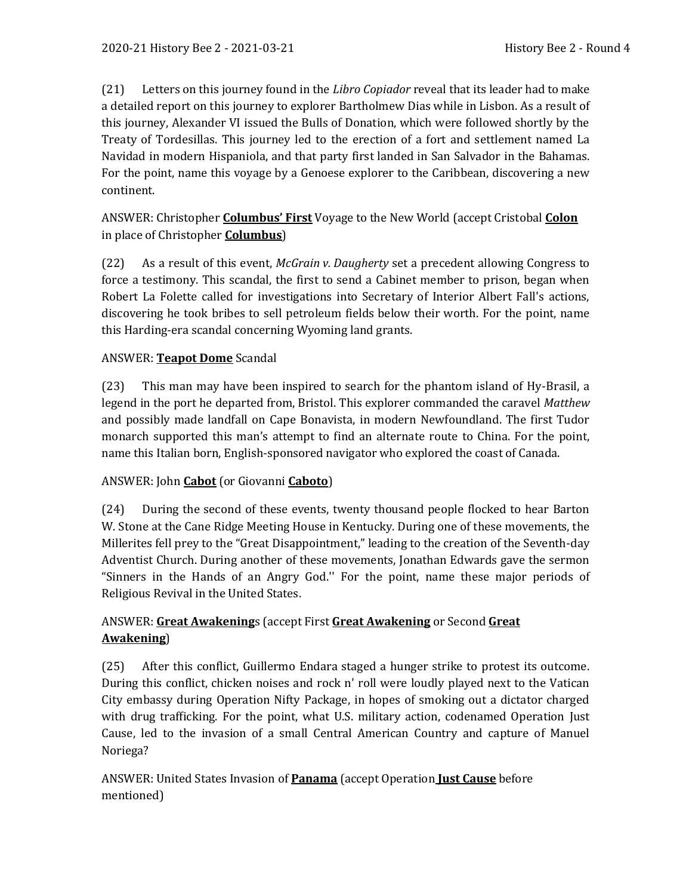(21) Letters on this journey found in the *Libro Copiador* reveal that its leader had to make a detailed report on this journey to explorer Bartholmew Dias while in Lisbon. As a result of this journey, Alexander VI issued the Bulls of Donation, which were followed shortly by the Treaty of Tordesillas. This journey led to the erection of a fort and settlement named La Navidad in modern Hispaniola, and that party first landed in San Salvador in the Bahamas. For the point, name this voyage by a Genoese explorer to the Caribbean, discovering a new continent.

ANSWER: Christopher **<u>Columbus' First</u>** Voyage to the New World (accept Cristobal **<u>Colon</u>** in place of Christopher **<u>Columbus</u>**)

(22) As a result of this event, *McGrain v. Daugherty* set a precedent allowing Congress to force a testimony. This scandal, the first to send a Cabinet member to prison, began when Robert La Folette called for investigations into Secretary of Interior Albert Fall's actions, discovering he took bribes to sell petroleum fields below their worth. For the point, name this Harding-era scandal concerning Wyoming land grants.

ANSWER: **<u>Teapot Dome</u>** Scandal

(23) This man may have been inspired to search for the phantom island of Hy-Brasil, a legend in the port he departed from, Bristol. This explorer commanded the caravel *Matthew* and possibly made landfall on Cape Bonavista, in modern Newfoundland. The first Tudor monarch supported this man's attempt to find an alternate route to China. For the point, name this Italian born, English-sponsored navigator who explored the coast of Canada.

ANSWER: John **<u>Cabot</u>** (or Giovanni **<u>Caboto</u>**)

(24) During the second of these events, twenty thousand people flocked to hear Barton W. Stone at the Cane Ridge Meeting House in Kentucky. During one of these movements, the Millerites fell prey to the "Great Disappointment," leading to the creation of the Seventh-day Adventist Church. During another of these movements, Jonathan Edwards gave the sermon "Sinners in the Hands of an Angry God.'' For the point, name these major periods of Religious Revival in the United States.

ANSWER: **<u>Great Awakening</u>**s (accept First **<u>Great Awakening</u>** or Second **<u>Great Awakening</u>**)

(25) After this conflict, Guillermo Endara staged a hunger strike to protest its outcome. During this conflict, chicken noises and rock n' roll were loudly played next to the Vatican City embassy during Operation Nifty Package, in hopes of smoking out a dictator charged with drug trafficking. For the point, what U.S. military action, codenamed Operation Just Cause, led to the invasion of a small Central American Country and capture of Manuel Noriega?

ANSWER: United States Invasion of **<u>Panama</u>** (accept Operation **<u>Just Cause</u>** before mentioned)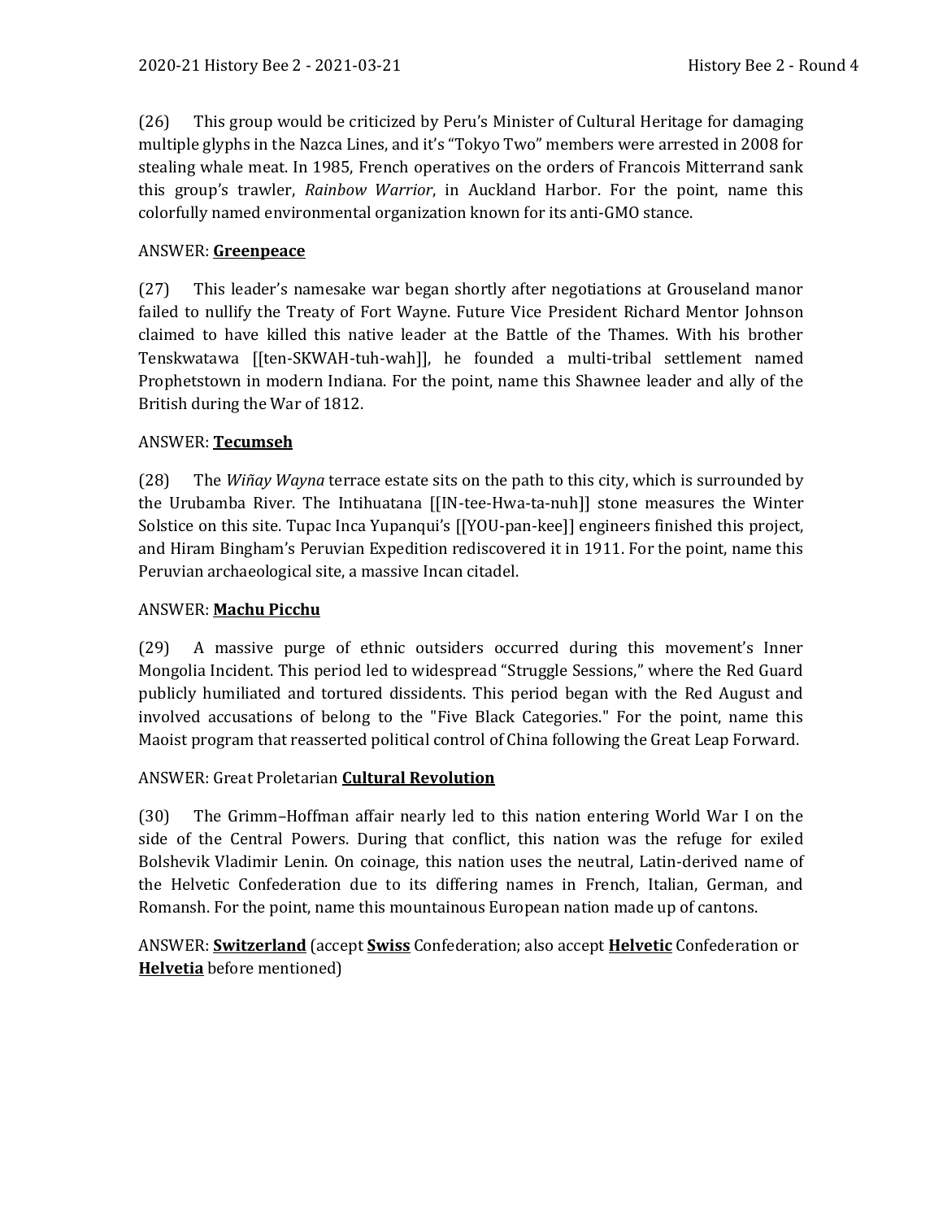(26) This group would be criticized by Peru's Minister of Cultural Heritage for damaging multiple glyphs in the Nazca Lines, and it's "Tokyo Two" members were arrested in 2008 for stealing whale meat. In 1985, French operatives on the orders of Francois Mitterrand sank this group's trawler, *Rainbow Warrior*, in Auckland Harbor. For the point, name this colorfully named environmental organization known for its anti-GMO stance.

ANSWER: **Greenpeace**

(27) This leader's namesake war began shortly after negotiations at Grouseland manor failed to nullify the Treaty of Fort Wayne. Future Vice President Richard Mentor Johnson claimed to have killed this native leader at the Battle of the Thames. With his brother Tenskwatawa [[ten-SKWAH-tuh-wah]], he founded a multi-tribal settlement named Prophetstown in modern Indiana. For the point, name this Shawnee leader and ally of the British during the War of 1812.

ANSWER: **Tecumseh**

(28) The *Wiñay Wayna* terrace estate sits on the path to this city, which is surrounded by the Urubamba River. The Intihuatana [[IN-tee-Hwa-ta-nuh]] stone measures the Winter Solstice on this site. Tupac Inca Yupanqui's [[YOU-pan-kee]] engineers finished this project, and Hiram Bingham's Peruvian Expedition rediscovered it in 1911. For the point, name this Peruvian archaeological site, a massive Incan citadel.

ANSWER: **Machu Picchu**

(29) A massive purge of ethnic outsiders occurred during this movement's Inner Mongolia Incident. This period led to widespread "Struggle Sessions," where the Red Guard publicly humiliated and tortured dissidents. This period began with the Red August and involved accusations of belong to the "Five Black Categories." For the point, name this Maoist program that reasserted political control of China following the Great Leap Forward.

ANSWER: Great Proletarian **Cultural Revolution**

(30) The Grimm–Hoffman affair nearly led to this nation entering World War I on the side of the Central Powers. During that conflict, this nation was the refuge for exiled Bolshevik Vladimir Lenin. On coinage, this nation uses the neutral, Latin-derived name of the Helvetic Confederation due to its differing names in French, Italian, German, and Romansh. For the point, name this mountainous European nation made up of cantons.

ANSWER: **Switzerland** (accept **Swiss** Confederation; also accept **Helvetic** Confederation or **Helvetia** before mentioned)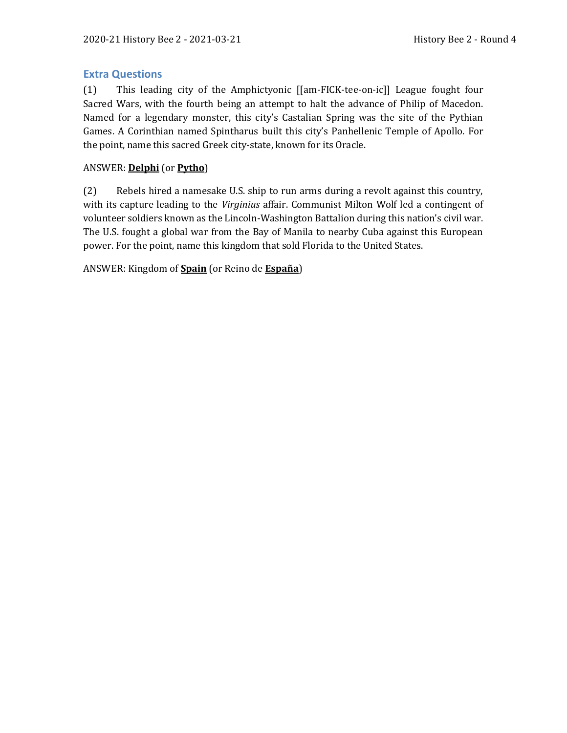## Extra Questions

(1) This leading city of the Amphictyonic [[am-FICK-tee-on-ic]] League fought four Sacred Wars, with the fourth being an attempt to halt the advance of Philip of Macedon. Named for a legendary monster, this city's Castalian Spring was the site of the Pythian Games. A Corinthian named Spintharus built this city's Panhellenic Temple of Apollo. For the point, name this sacred Greek city-state, known for its Oracle.

ANSWER: **Delphi** (or **Pytho**)

(2) Rebels hired a namesake U.S. ship to run arms during a revolt against this country, with its capture leading to the *Virginius* affair. Communist Milton Wolf led a contingent of volunteer soldiers known as the Lincoln-Washington Battalion during this nation's civil war. The U.S. fought a global war from the Bay of Manila to nearby Cuba against this European power. For the point, name this kingdom that sold Florida to the United States.

ANSWER: Kingdom of **Spain** (or Reino de **España**)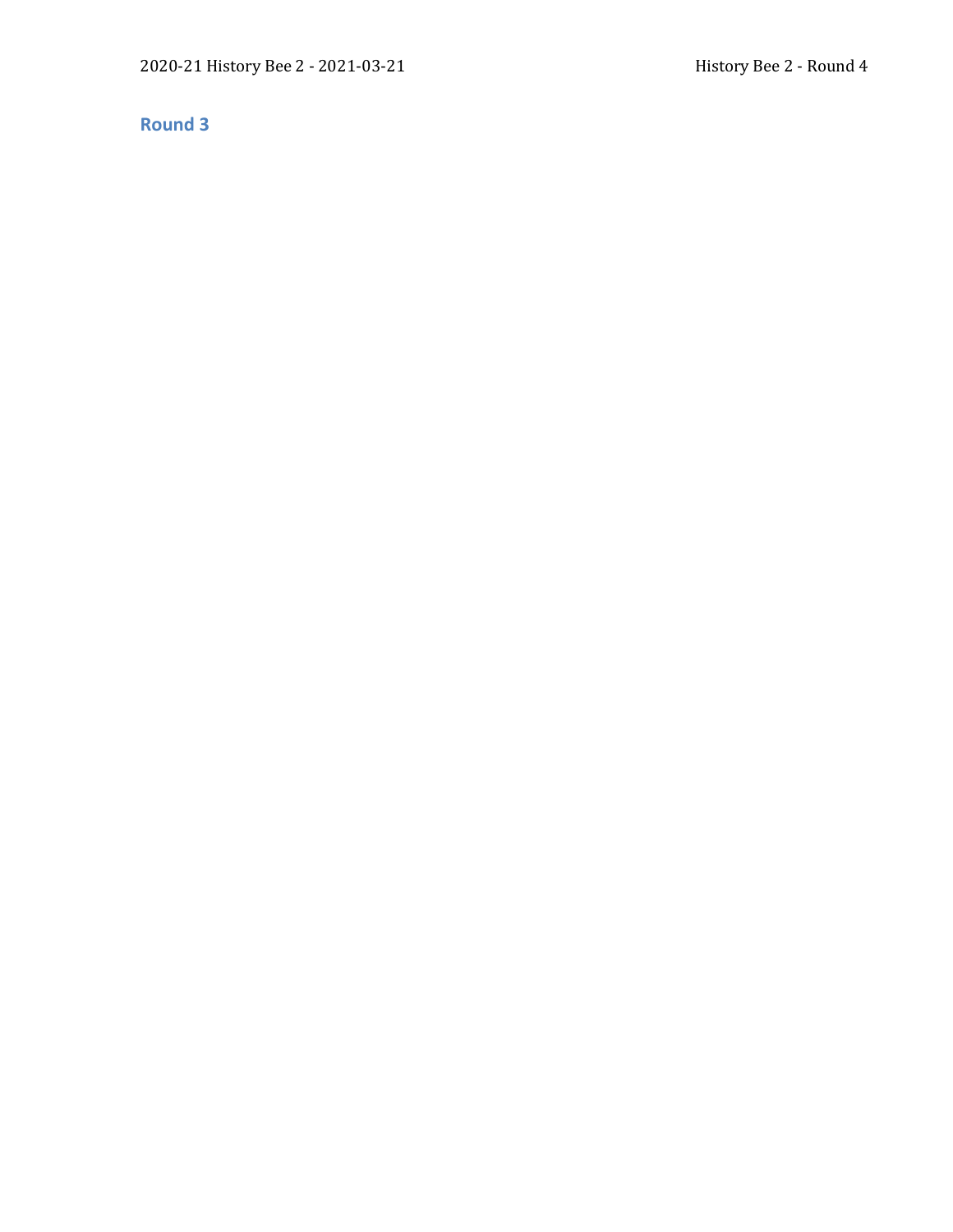## Round 3